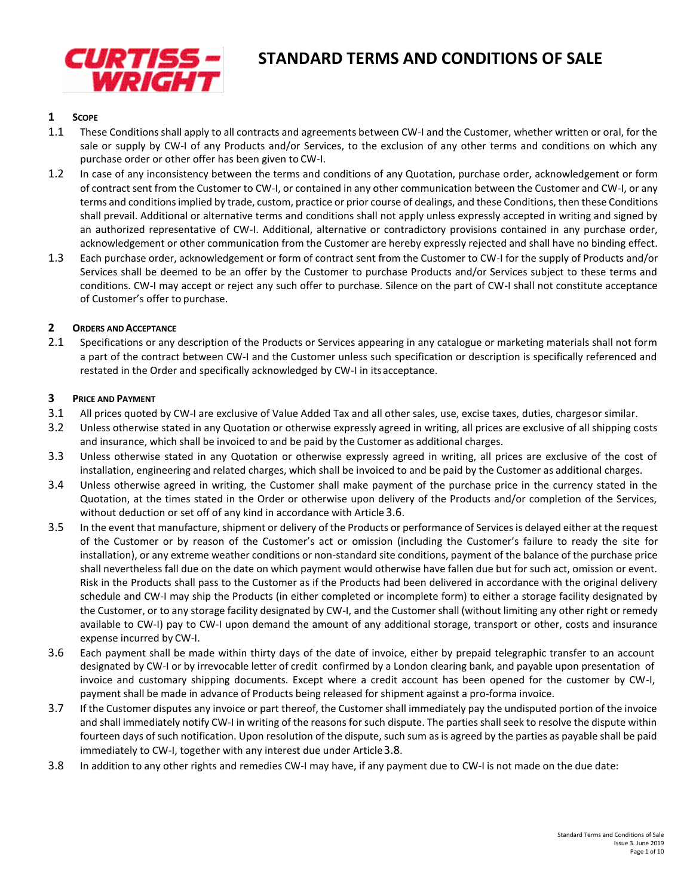# STANDARD TERMS AND CONDITIONS OF SALE

## 1 SCOPE

1.1 These Conditions shall apply to all contracts and agreements between CW-I and the Customer, whether written or oral, for the sale or supply by CW-I of any Products and/or Services, to the exclusion of any other terms and conditions on which any purchase order or other offer has been given to CW-I.

1.2 In case of any inconsistency between the terms and conditions of any Quotation, purchase order, acknowledgement or form of contract sent from the Customer to CW-I, or contained in any other communication between the Customer and CW-I, or any terms and conditions implied by trade, custom, practice or prior course of dealings, and these Conditions, then these Conditions shall prevail. Additional or alternative terms and conditions shall not apply unless expressly accepted in writing and signed by an authorized representative of CW-I. Additional, alternative or contradictory provisions contained in any purchase order, acknowledgement or other communication from the Customer are hereby expressly rejected and shall have no binding effect.

1.3 Each purchase order, acknowledgement or form of contract sent from the Customer to CW-I for the supply of Products and/or Services shall be deemed to be an offer by the Customer to purchase Products and/or Services subject to these terms and conditions. CW-I may accept or reject any such offer to purchase. Silence on the part of CW-I shall not constitute acceptance of Customer's offer to purchase.

## 2 ORDERS AND ACCEPTANCE

2.1 Specifications or any description of the Products or Services appearing in any catalogue or marketing materials shall not form a part of the contract between CW-I and the Customer unless such specification or description is specifically referenced and restated in the Order and specifically acknowledged by CW-I in its acceptance.

## 3 PRICE AND PAYMENT

3.1 All prices quoted by CW-I are exclusive of Value Added Tax and all other sales, use, excise taxes, duties, charges or similar.

3.2 Unless otherwise stated in any Quotation or otherwise expressly agreed in writing, all prices are exclusive of all shipping costs and insurance, which shall be invoiced to and be paid by the Customer as additional charges.

3.3 Unless otherwise stated in any Quotation or otherwise expressly agreed in writing, all prices are exclusive of the cost of installation, engineering and related charges, which shall be invoiced to and be paid by the Customer as additional charges.

3.4 Unless otherwise agreed in writing, the Customer shall make payment of the purchase price in the currency stated in the Quotation, at the times stated in the Order or otherwise upon delivery of the Products and/or completion of the Services, without deduction or set off of any kind in accordance with Article 3.6.

3.5 In the event that manufacture, shipment or delivery of the Products or performance of Services is delayed either at the request of the Customer or by reason of the Customer's act or omission (including the Customer's failure to ready the site for installation), or any extreme weather conditions or non-standard site conditions, payment of the balance of the purchase price shall nevertheless fall due on the date on which payment would otherwise have fallen due but for such act, omission or event. Risk in the Products shall pass to the Customer as if the Products had been delivered in accordance with the original delivery schedule and CW-I may ship the Products (in either completed or incomplete form) to either a storage facility designated by the Customer, or to any storage facility designated by CW-I, and the Customer shall (without limiting any other right or remedy available to CW-I) pay to CW-I upon demand the amount of any additional storage, transport or other, costs and insurance expense incurred by CW-I.

3.6 Each payment shall be made within thirty days of the date of invoice, either by prepaid telegraphic transfer to an account designated by CW-I or by irrevocable letter of credit confirmed by a London clearing bank, and payable upon presentation of invoice and customary shipping documents. Except where a credit account has been opened for the customer by CW-I, payment shall be made in advance of Products being released for shipment against a pro-forma invoice.

3.7 If the Customer disputes any invoice or part thereof, the Customer shall immediately pay the undisputed portion of the invoice and shall immediately notify CW-I in writing of the reasons for such dispute. The parties shall seek to resolve the dispute within fourteen days of such notification. Upon resolution of the dispute, such sum as is agreed by the parties as payable shall be paid immediately to CW-I, together with any interest due under Article 3.8.

3.8 In addition to any other rights and remedies CW-I may have, if any payment due to CW-I is not made on the due date: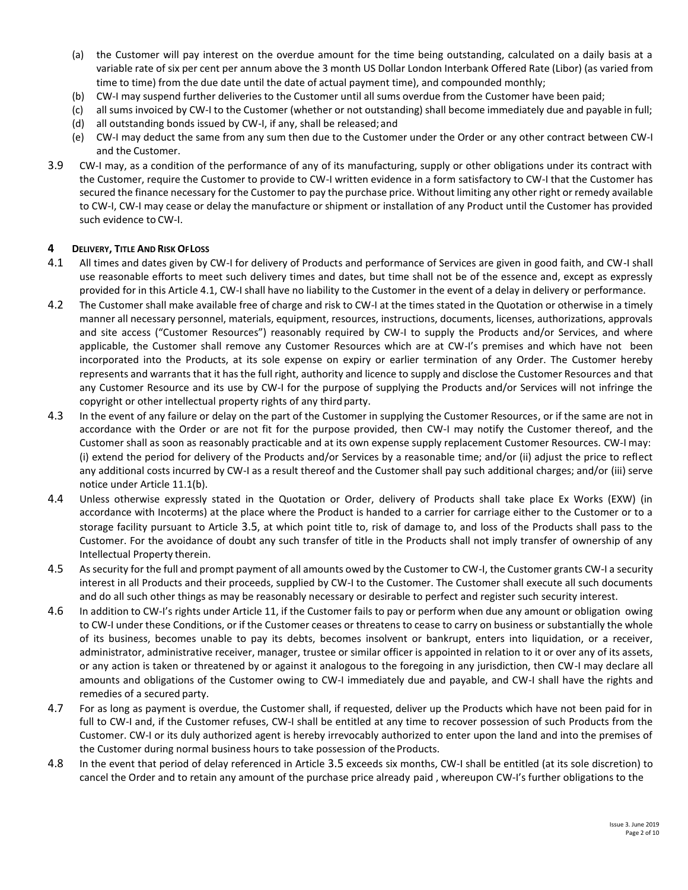(a) the Customer will pay interest on the overdue amount for the time being outstanding, calculated on a daily basis at a variable rate of six per cent per annum above the 3 month US Dollar London Interbank Offered Rate (Libor) (as varied from time to time) from the due date until the date of actual payment time), and compounded monthly;

(b) CW-I may suspend further deliveries to the Customer until all sums overdue from the Customer have been paid;

(c) all sums invoiced by CW-I to the Customer (whether or not outstanding) shall become immediately due and payable in full;

(d) all outstanding bonds issued by CW-I, if any, shall be released; and

(e) CW-I may deduct the same from any sum then due to the Customer under the Order or any other contract between CW-I and the Customer.

3.9 CW-I may, as a condition of the performance of any of its manufacturing, supply or other obligations under its contract with the Customer, require the Customer to provide to CW-I written evidence in a form satisfactory to CW-I that the Customer has secured the finance necessary for the Customer to pay the purchase price. Without limiting any other right or remedy available to CW-I, CW-I may cease or delay the manufacture or shipment or installation of any Product until the Customer has provided such evidence to CW-I.

## 4 DELIVERY, TITLE AND RISK OF LOSS

4.1 All times and dates given by CW-I for delivery of Products and performance of Services are given in good faith, and CW-I shall use reasonable efforts to meet such delivery times and dates, but time shall not be of the essence and, except as expressly provided for in this Article 4.1, CW-I shall have no liability to the Customer in the event of a delay in delivery or performance.

4.2 The Customer shall make available free of charge and risk to CW-I at the times stated in the Quotation or otherwise in a timely manner all necessary personnel, materials, equipment, resources, instructions, documents, licenses, authorizations, approvals and site access ("Customer Resources") reasonably required by CW-I to supply the Products and/or Services, and where applicable, the Customer shall remove any Customer Resources which are at CW-I's premises and which have not been incorporated into the Products, at its sole expense on expiry or earlier termination of any Order. The Customer hereby represents and warrants that it has the full right, authority and licence to supply and disclose the Customer Resources and that any Customer Resource and its use by CW-I for the purpose of supplying the Products and/or Services will not infringe the copyright or other intellectual property rights of any third party.

4.3 In the event of any failure or delay on the part of the Customer in supplying the Customer Resources, or if the same are not in accordance with the Order or are not fit for the purpose provided, then CW-I may notify the Customer thereof, and the Customer shall as soon as reasonably practicable and at its own expense supply replacement Customer Resources. CW-I may: (i) extend the period for delivery of the Products and/or Services by a reasonable time; and/or (ii) adjust the price to reflect any additional costs incurred by CW-I as a result thereof and the Customer shall pay such additional charges; and/or (iii) serve notice under Article 11.1(b).

4.4 Unless otherwise expressly stated in the Quotation or Order, delivery of Products shall take place Ex Works (EXW) (in accordance with Incoterms) at the place where the Product is handed to a carrier for carriage either to the Customer or to a storage facility pursuant to Article 3.5, at which point title to, risk of damage to, and loss of the Products shall pass to the Customer. For the avoidance of doubt any such transfer of title in the Products shall not imply transfer of ownership of any Intellectual Property therein.

4.5 As security for the full and prompt payment of all amounts owed by the Customer to CW-I, the Customer grants CW-I a security interest in all Products and their proceeds, supplied by CW-I to the Customer. The Customer shall execute all such documents and do all such other things as may be reasonably necessary or desirable to perfect and register such security interest.

4.6 In addition to CW-I's rights under Article 11, if the Customer fails to pay or perform when due any amount or obligation owing to CW-I under these Conditions, or if the Customer ceases or threatens to cease to carry on business or substantially the whole of its business, becomes unable to pay its debts, becomes insolvent or bankrupt, enters into liquidation, or a receiver, administrator, administrative receiver, manager, trustee or similar officer is appointed in relation to it or over any of its assets, or any action is taken or threatened by or against it analogous to the foregoing in any jurisdiction, then CW-I may declare all amounts and obligations of the Customer owing to CW-I immediately due and payable, and CW-I shall have the rights and remedies of a secured party.

4.7 For as long as payment is overdue, the Customer shall, if requested, deliver up the Products which have not been paid for in full to CW-I and, if the Customer refuses, CW-I shall be entitled at any time to recover possession of such Products from the Customer. CW-I or its duly authorized agent is hereby irrevocably authorized to enter upon the land and into the premises of the Customer during normal business hours to take possession of the Products.

4.8 In the event that period of delay referenced in Article 3.5 exceeds six months, CW-I shall be entitled (at its sole discretion) to cancel the Order and to retain any amount of the purchase price already paid , whereupon CW-I's further obligations to the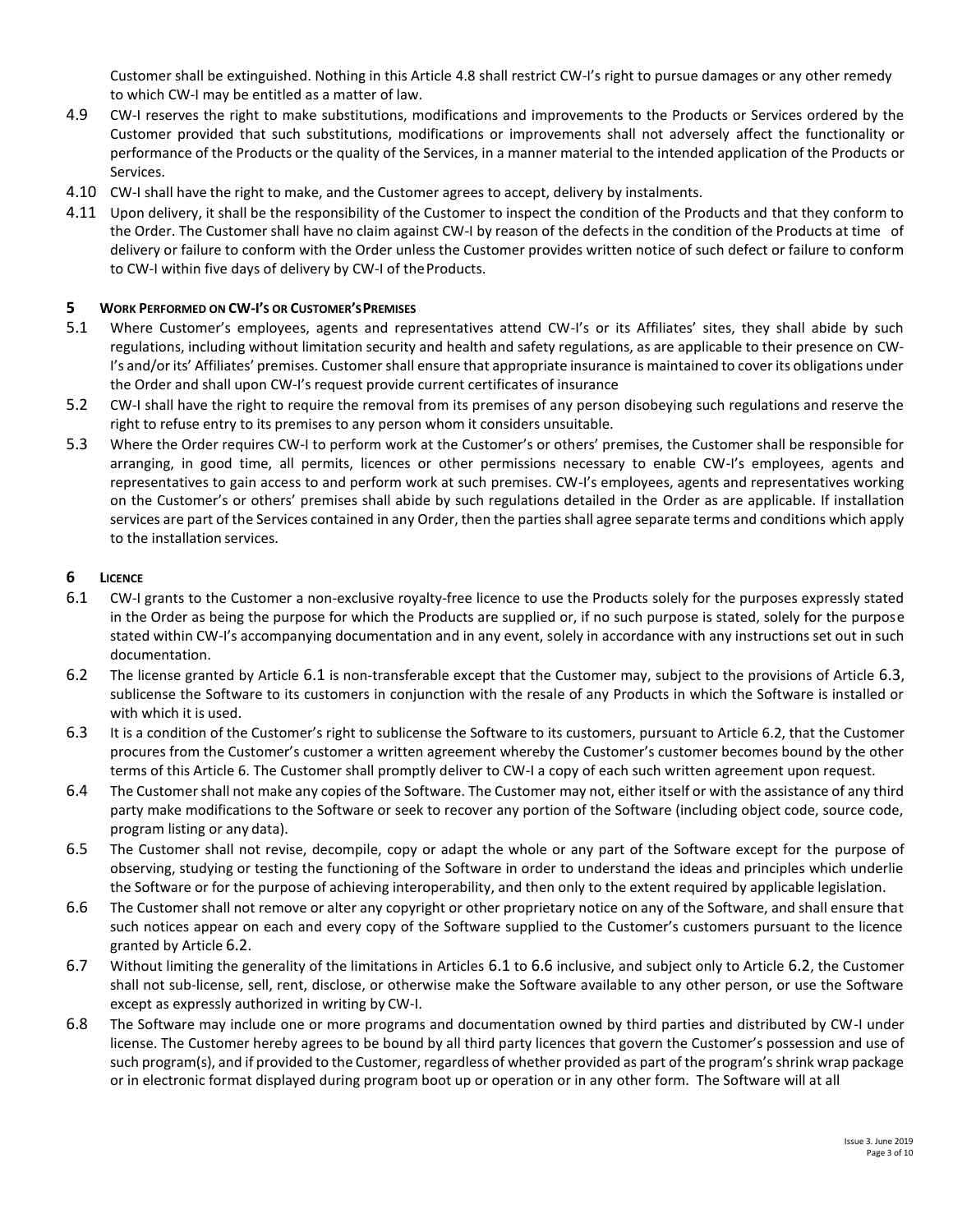Customer shall be extinguished. Nothing in this Article 4.8 shall restrict CW-I's right to pursue damages or any other remedy to which CW-I may be entitled as a matter of law.

4.9 CW-I reserves the right to make substitutions, modifications and improvements to the Products or Services ordered by the Customer provided that such substitutions, modifications or improvements shall not adversely affect the functionality or performance of the Products or the quality of the Services, in a manner material to the intended application of the Products or Services.

4.10 CW-I shall have the right to make, and the Customer agrees to accept, delivery by instalments.

4.11 Upon delivery, it shall be the responsibility of the Customer to inspect the condition of the Products and that they conform to the Order. The Customer shall have no claim against CW-I by reason of the defects in the condition of the Products at time of delivery or failure to conform with the Order unless the Customer provides written notice of such defect or failure to conform to CW-I within five days of delivery by CW-I of the Products.

## 5 WORK PERFORMED ON CW-I'S OR CUSTOMER'S PREMISES

5.1 Where Customer's employees, agents and representatives attend CW-I's or its Affiliates' sites, they shall abide by such regulations, including without limitation security and health and safety regulations, as are applicable to their presence on CW-I's and/or its' Affiliates' premises. Customer shall ensure that appropriate insurance is maintained to cover its obligations under the Order and shall upon CW-I's request provide current certificates of insurance

5.2 CW-I shall have the right to require the removal from its premises of any person disobeying such regulations and reserve the right to refuse entry to its premises to any person whom it considers unsuitable.

5.3 Where the Order requires CW-I to perform work at the Customer's or others' premises, the Customer shall be responsible for arranging, in good time, all permits, licences or other permissions necessary to enable CW-I's employees, agents and representatives to gain access to and perform work at such premises. CW-I's employees, agents and representatives working on the Customer's or others' premises shall abide by such regulations detailed in the Order as are applicable. If installation services are part of the Services contained in any Order, then the parties shall agree separate terms and conditions which apply to the installation services.

## 6 LICENCE

6.1 CW-I grants to the Customer a non-exclusive royalty-free licence to use the Products solely for the purposes expressly stated in the Order as being the purpose for which the Products are supplied or, if no such purpose is stated, solely for the purpose stated within CW-I's accompanying documentation and in any event, solely in accordance with any instructions set out in such documentation.

6.2 The license granted by Article 6.1 is non-transferable except that the Customer may, subject to the provisions of Article 6.3, sublicense the Software to its customers in conjunction with the resale of any Products in which the Software is installed or with which it is used.

6.3 It is a condition of the Customer's right to sublicense the Software to its customers, pursuant to Article 6.2, that the Customer procures from the Customer's customer a written agreement whereby the Customer's customer becomes bound by the other terms of this Article 6. The Customer shall promptly deliver to CW-I a copy of each such written agreement upon request.

6.4 The Customer shall not make any copies of the Software. The Customer may not, either itself or with the assistance of any third party make modifications to the Software or seek to recover any portion of the Software (including object code, source code, program listing or any data).

6.5 The Customer shall not revise, decompile, copy or adapt the whole or any part of the Software except for the purpose of observing, studying or testing the functioning of the Software in order to understand the ideas and principles which underlie the Software or for the purpose of achieving interoperability, and then only to the extent required by applicable legislation.

6.6 The Customer shall not remove or alter any copyright or other proprietary notice on any of the Software, and shall ensure that such notices appear on each and every copy of the Software supplied to the Customer's customers pursuant to the licence granted by Article 6.2.

6.7 Without limiting the generality of the limitations in Articles 6.1 to 6.6 inclusive, and subject only to Article 6.2, the Customer shall not sub-license, sell, rent, disclose, or otherwise make the Software available to any other person, or use the Software except as expressly authorized in writing by CW-I.

6.8 The Software may include one or more programs and documentation owned by third parties and distributed by CW-I under license. The Customer hereby agrees to be bound by all third party licences that govern the Customer's possession and use of such program(s), and if provided to the Customer, regardless of whether provided as part of the program's shrink wrap package or in electronic format displayed during program boot up or operation or in any other form. The Software will at all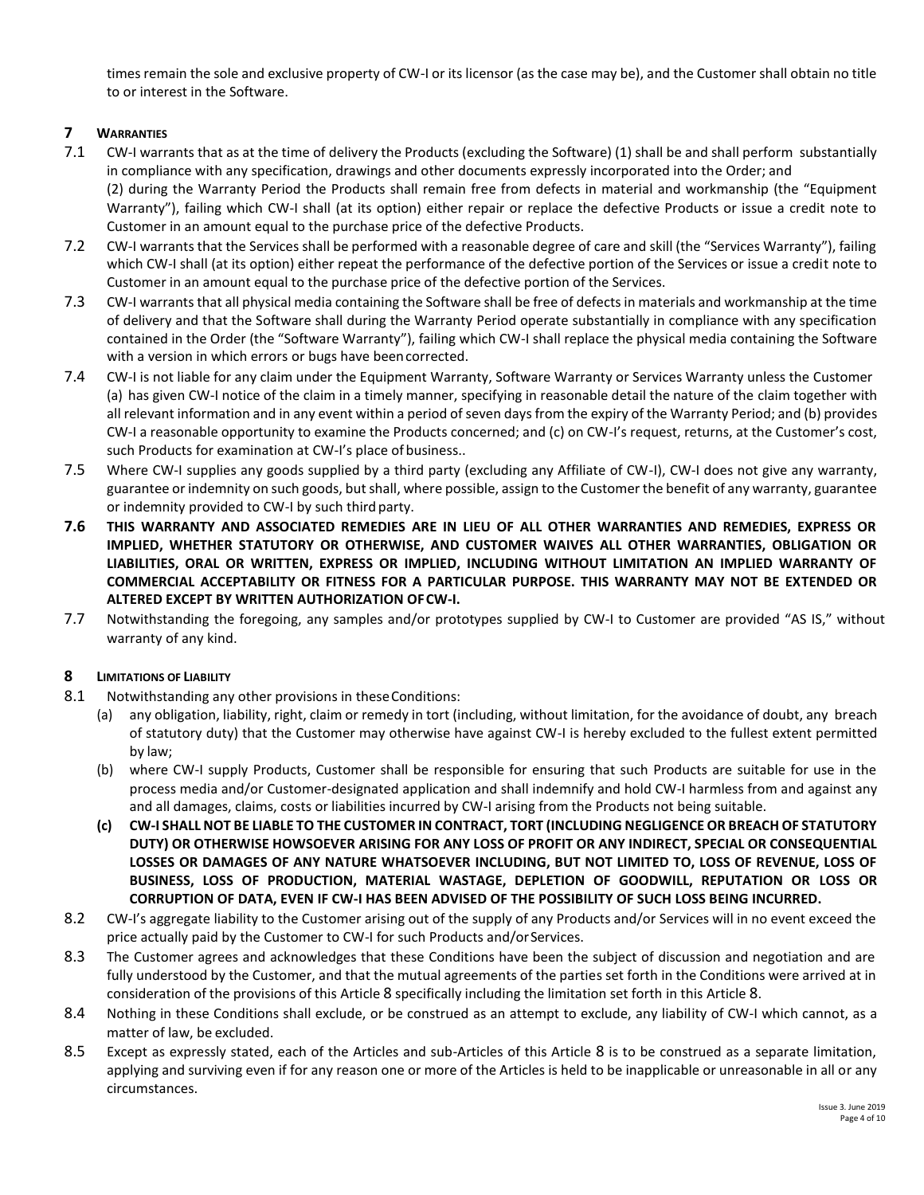times remain the sole and exclusive property of CW-I or its licensor (as the case may be), and the Customer shall obtain no title to or interest in the Software.

## 7 WARRANTIES

7.1 CW-I warrants that as at the time of delivery the Products (excluding the Software) (1) shall be and shall perform substantially in compliance with any specification, drawings and other documents expressly incorporated into the Order; and (2) during the Warranty Period the Products shall remain free from defects in material and workmanship (the "Equipment Warranty"), failing which CW-I shall (at its option) either repair or replace the defective Products or issue a credit note to Customer in an amount equal to the purchase price of the defective Products.

7.2 CW-I warrants that the Services shall be performed with a reasonable degree of care and skill (the "Services Warranty"), failing which CW-I shall (at its option) either repeat the performance of the defective portion of the Services or issue a credit note to Customer in an amount equal to the purchase price of the defective portion of the Services.

7.3 CW-I warrants that all physical media containing the Software shall be free of defects in materials and workmanship at the time of delivery and that the Software shall during the Warranty Period operate substantially in compliance with any specification contained in the Order (the "Software Warranty"), failing which CW-I shall replace the physical media containing the Software with a version in which errors or bugs have been corrected.

7.4 CW-I is not liable for any claim under the Equipment Warranty, Software Warranty or Services Warranty unless the Customer (a) has given CW-I notice of the claim in a timely manner, specifying in reasonable detail the nature of the claim together with all relevant information and in any event within a period of seven days from the expiry of the Warranty Period; and (b) provides CW-I a reasonable opportunity to examine the Products concerned; and (c) on CW-I's request, returns, at the Customer's cost, such Products for examination at CW-I's place of business..

7.5 Where CW-I supplies any goods supplied by a third party (excluding any Affiliate of CW-I), CW-I does not give any warranty, guarantee or indemnity on such goods, but shall, where possible, assign to the Customer the benefit of any warranty, guarantee or indemnity provided to CW-I by such third party.

**7.6 THIS WARRANTY AND ASSOCIATED REMEDIES ARE IN LIEU OF ALL OTHER WARRANTIES AND REMEDIES, EXPRESS OR IMPLIED, WHETHER STATUTORY OR OTHERWISE, AND CUSTOMER WAIVES ALL OTHER WARRANTIES, OBLIGATION OR LIABILITIES, ORAL OR WRITTEN, EXPRESS OR IMPLIED, INCLUDING WITHOUT LIMITATION AN IMPLIED WARRANTY OF COMMERCIAL ACCEPTABILITY OR FITNESS FOR A PARTICULAR PURPOSE. THIS WARRANTY MAY NOT BE EXTENDED OR ALTERED EXCEPT BY WRITTEN AUTHORIZATION OF CW-I.**

7.7 Notwithstanding the foregoing, any samples and/or prototypes supplied by CW-I to Customer are provided "AS IS," without warranty of any kind.

## 8 LIMITATIONS OF LIABILITY

8.1 Notwithstanding any other provisions in these Conditions:

(a) any obligation, liability, right, claim or remedy in tort (including, without limitation, for the avoidance of doubt, any breach of statutory duty) that the Customer may otherwise have against CW-I is hereby excluded to the fullest extent permitted by law;

(b) where CW-I supply Products, Customer shall be responsible for ensuring that such Products are suitable for use in the process media and/or Customer-designated application and shall indemnify and hold CW-I harmless from and against any and all damages, claims, costs or liabilities incurred by CW-I arising from the Products not being suitable.

**(c) CW-I SHALL NOT BE LIABLE TO THE CUSTOMER IN CONTRACT, TORT (INCLUDING NEGLIGENCE OR BREACH OF STATUTORY DUTY) OR OTHERWISE HOWSOEVER ARISING FOR ANY LOSS OF PROFIT OR ANY INDIRECT, SPECIAL OR CONSEQUENTIAL LOSSES OR DAMAGES OF ANY NATURE WHATSOEVER INCLUDING, BUT NOT LIMITED TO, LOSS OF REVENUE, LOSS OF BUSINESS, LOSS OF PRODUCTION, MATERIAL WASTAGE, DEPLETION OF GOODWILL, REPUTATION OR LOSS OR CORRUPTION OF DATA, EVEN IF CW-I HAS BEEN ADVISED OF THE POSSIBILITY OF SUCH LOSS BEING INCURRED.**

8.2 CW-I's aggregate liability to the Customer arising out of the supply of any Products and/or Services will in no event exceed the price actually paid by the Customer to CW-I for such Products and/or Services.

8.3 The Customer agrees and acknowledges that these Conditions have been the subject of discussion and negotiation and are fully understood by the Customer, and that the mutual agreements of the parties set forth in the Conditions were arrived at in consideration of the provisions of this Article 8 specifically including the limitation set forth in this Article 8.

8.4 Nothing in these Conditions shall exclude, or be construed as an attempt to exclude, any liability of CW-I which cannot, as a matter of law, be excluded.

8.5 Except as expressly stated, each of the Articles and sub-Articles of this Article 8 is to be construed as a separate limitation, applying and surviving even if for any reason one or more of the Articles is held to be inapplicable or unreasonable in all or any circumstances.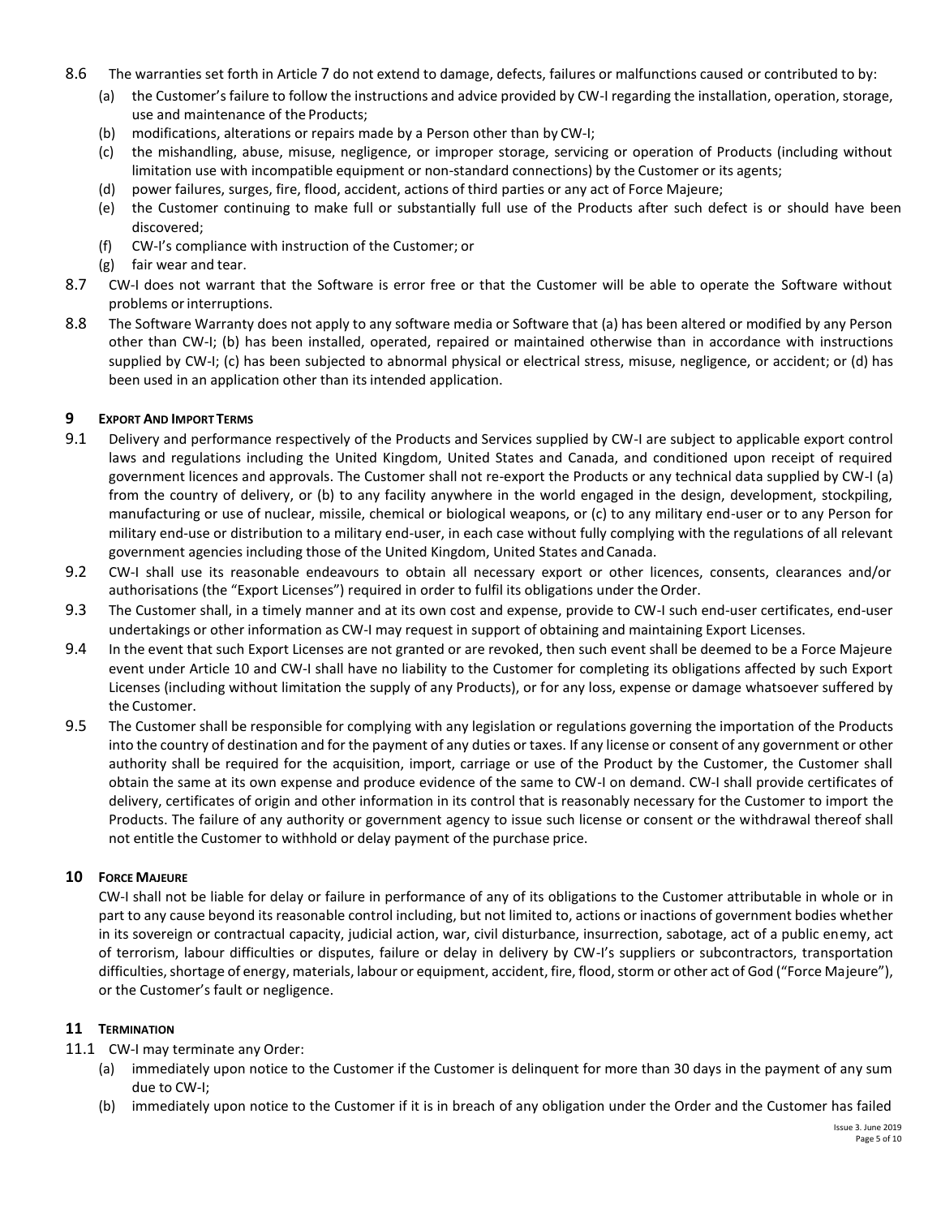8.6 The warranties set forth in Article 7 do not extend to damage, defects, failures or malfunctions caused or contributed to by:

(a) the Customer's failure to follow the instructions and advice provided by CW-I regarding the installation, operation, storage, use and maintenance of the Products;

(b) modifications, alterations or repairs made by a Person other than by CW-I;

(c) the mishandling, abuse, misuse, negligence, or improper storage, servicing or operation of Products (including without limitation use with incompatible equipment or non-standard connections) by the Customer or its agents;

(d) power failures, surges, fire, flood, accident, actions of third parties or any act of Force Majeure;

(e) the Customer continuing to make full or substantially full use of the Products after such defect is or should have been discovered;

(f) CW-I's compliance with instruction of the Customer; or

(g) fair wear and tear.

8.7 CW-I does not warrant that the Software is error free or that the Customer will be able to operate the Software without problems or interruptions.

8.8 The Software Warranty does not apply to any software media or Software that (a) has been altered or modified by any Person other than CW-I; (b) has been installed, operated, repaired or maintained otherwise than in accordance with instructions supplied by CW-I; (c) has been subjected to abnormal physical or electrical stress, misuse, negligence, or accident; or (d) has been used in an application other than its intended application.

## 9 Export And Import Terms

9.1 Delivery and performance respectively of the Products and Services supplied by CW-I are subject to applicable export control laws and regulations including the United Kingdom, United States and Canada, and conditioned upon receipt of required government licences and approvals. The Customer shall not re-export the Products or any technical data supplied by CW-I (a) from the country of delivery, or (b) to any facility anywhere in the world engaged in the design, development, stockpiling, manufacturing or use of nuclear, missile, chemical or biological weapons, or (c) to any military end-user or to any Person for military end-use or distribution to a military end-user, in each case without fully complying with the regulations of all relevant government agencies including those of the United Kingdom, United States and Canada.

9.2 CW-I shall use its reasonable endeavours to obtain all necessary export or other licences, consents, clearances and/or authorisations (the "Export Licenses") required in order to fulfil its obligations under the Order.

9.3 The Customer shall, in a timely manner and at its own cost and expense, provide to CW-I such end-user certificates, end-user undertakings or other information as CW-I may request in support of obtaining and maintaining Export Licenses.

9.4 In the event that such Export Licenses are not granted or are revoked, then such event shall be deemed to be a Force Majeure event under Article 10 and CW-I shall have no liability to the Customer for completing its obligations affected by such Export Licenses (including without limitation the supply of any Products), or for any loss, expense or damage whatsoever suffered by the Customer.

9.5 The Customer shall be responsible for complying with any legislation or regulations governing the importation of the Products into the country of destination and for the payment of any duties or taxes. If any license or consent of any government or other authority shall be required for the acquisition, import, carriage or use of the Product by the Customer, the Customer shall obtain the same at its own expense and produce evidence of the same to CW-I on demand. CW-I shall provide certificates of delivery, certificates of origin and other information in its control that is reasonably necessary for the Customer to import the Products. The failure of any authority or government agency to issue such license or consent or the withdrawal thereof shall not entitle the Customer to withhold or delay payment of the purchase price.

## 10 Force Majeure

CW-I shall not be liable for delay or failure in performance of any of its obligations to the Customer attributable in whole or in part to any cause beyond its reasonable control including, but not limited to, actions or inactions of government bodies whether in its sovereign or contractual capacity, judicial action, war, civil disturbance, insurrection, sabotage, act of a public enemy, act of terrorism, labour difficulties or disputes, failure or delay in delivery by CW-I's suppliers or subcontractors, transportation difficulties, shortage of energy, materials, labour or equipment, accident, fire, flood, storm or other act of God ("Force Majeure"), or the Customer's fault or negligence.

## 11 Termination

11.1 CW-I may terminate any Order:

(a) immediately upon notice to the Customer if the Customer is delinquent for more than 30 days in the payment of any sum due to CW-I;

(b) immediately upon notice to the Customer if it is in breach of any obligation under the Order and the Customer has failed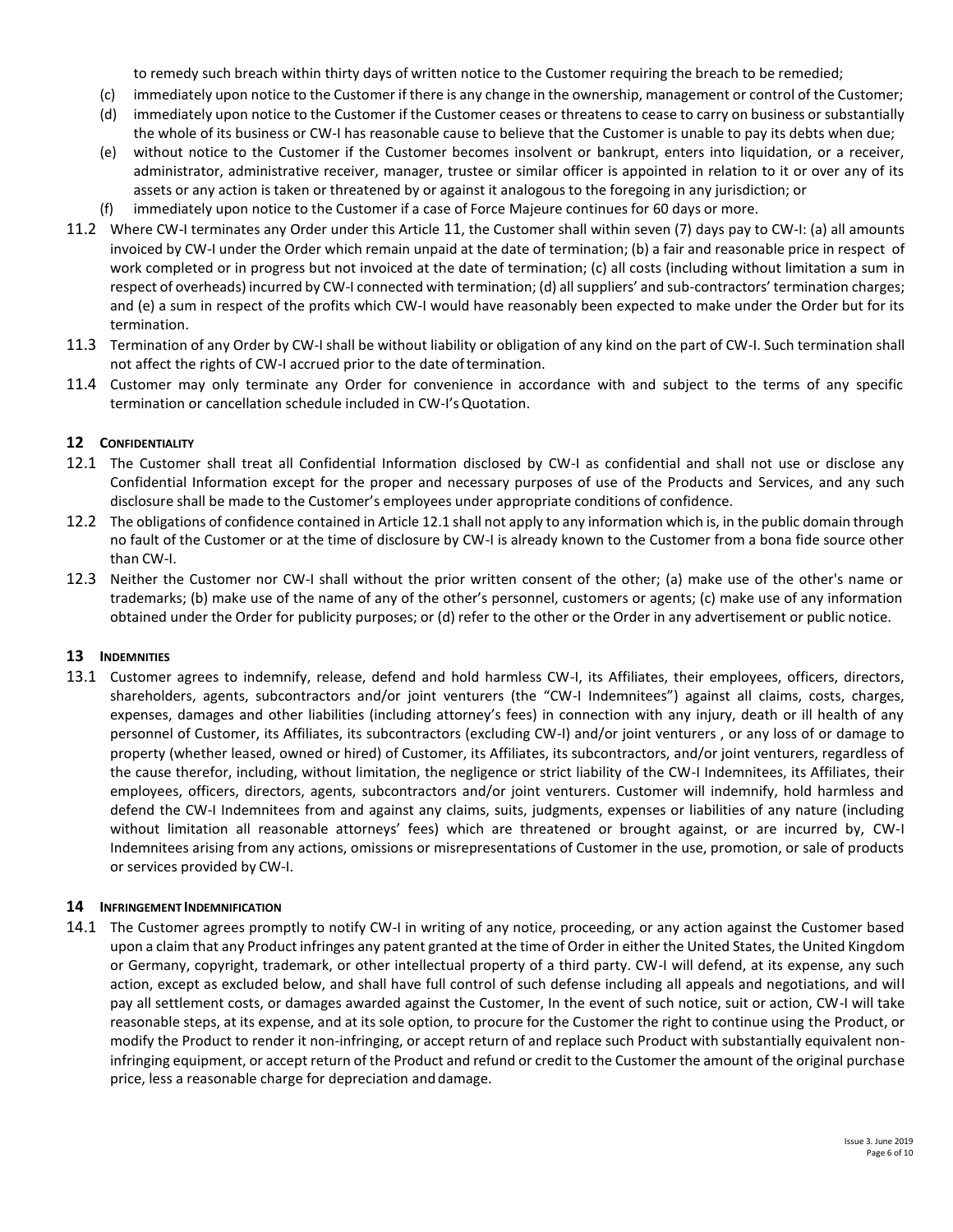to remedy such breach within thirty days of written notice to the Customer requiring the breach to be remedied;

(c) immediately upon notice to the Customer if there is any change in the ownership, management or control of the Customer;

(d) immediately upon notice to the Customer if the Customer ceases or threatens to cease to carry on business or substantially the whole of its business or CW-I has reasonable cause to believe that the Customer is unable to pay its debts when due;

(e) without notice to the Customer if the Customer becomes insolvent or bankrupt, enters into liquidation, or a receiver, administrator, administrative receiver, manager, trustee or similar officer is appointed in relation to it or over any of its assets or any action is taken or threatened by or against it analogous to the foregoing in any jurisdiction; or

(f) immediately upon notice to the Customer if a case of Force Majeure continues for 60 days or more.

11.2 Where CW-I terminates any Order under this Article 11, the Customer shall within seven (7) days pay to CW-I: (a) all amounts invoiced by CW-I under the Order which remain unpaid at the date of termination; (b) a fair and reasonable price in respect of work completed or in progress but not invoiced at the date of termination; (c) all costs (including without limitation a sum in respect of overheads) incurred by CW-I connected with termination; (d) all suppliers' and sub-contractors' termination charges; and (e) a sum in respect of the profits which CW-I would have reasonably been expected to make under the Order but for its termination.

11.3 Termination of any Order by CW-I shall be without liability or obligation of any kind on the part of CW-I. Such termination shall not affect the rights of CW-I accrued prior to the date of termination.

11.4 Customer may only terminate any Order for convenience in accordance with and subject to the terms of any specific termination or cancellation schedule included in CW-I's Quotation.

## 12 CONFIDENTIALITY

12.1 The Customer shall treat all Confidential Information disclosed by CW-I as confidential and shall not use or disclose any Confidential Information except for the proper and necessary purposes of use of the Products and Services, and any such disclosure shall be made to the Customer's employees under appropriate conditions of confidence.

12.2 The obligations of confidence contained in Article 12.1 shall not apply to any information which is, in the public domain through no fault of the Customer or at the time of disclosure by CW-I is already known to the Customer from a bona fide source other than CW-I.

12.3 Neither the Customer nor CW-I shall without the prior written consent of the other; (a) make use of the other's name or trademarks; (b) make use of the name of any of the other's personnel, customers or agents; (c) make use of any information obtained under the Order for publicity purposes; or (d) refer to the other or the Order in any advertisement or public notice.

## 13 INDEMNITIES

13.1 Customer agrees to indemnify, release, defend and hold harmless CW-I, its Affiliates, their employees, officers, directors, shareholders, agents, subcontractors and/or joint venturers (the "CW-I Indemnitees") against all claims, costs, charges, expenses, damages and other liabilities (including attorney's fees) in connection with any injury, death or ill health of any personnel of Customer, its Affiliates, its subcontractors (excluding CW-I) and/or joint venturers , or any loss of or damage to property (whether leased, owned or hired) of Customer, its Affiliates, its subcontractors, and/or joint venturers, regardless of the cause therefor, including, without limitation, the negligence or strict liability of the CW-I Indemnitees, its Affiliates, their employees, officers, directors, agents, subcontractors and/or joint venturers. Customer will indemnify, hold harmless and defend the CW-I Indemnitees from and against any claims, suits, judgments, expenses or liabilities of any nature (including without limitation all reasonable attorneys' fees) which are threatened or brought against, or are incurred by, CW-I Indemnitees arising from any actions, omissions or misrepresentations of Customer in the use, promotion, or sale of products or services provided by CW-I.

## 14 INFRINGEMENT INDEMNIFICATION

14.1 The Customer agrees promptly to notify CW-I in writing of any notice, proceeding, or any action against the Customer based upon a claim that any Product infringes any patent granted at the time of Order in either the United States, the United Kingdom or Germany, copyright, trademark, or other intellectual property of a third party. CW-I will defend, at its expense, any such action, except as excluded below, and shall have full control of such defense including all appeals and negotiations, and will pay all settlement costs, or damages awarded against the Customer, In the event of such notice, suit or action, CW-I will take reasonable steps, at its expense, and at its sole option, to procure for the Customer the right to continue using the Product, or modify the Product to render it non-infringing, or accept return of and replace such Product with substantially equivalent non-infringing equipment, or accept return of the Product and refund or credit to the Customer the amount of the original purchase price, less a reasonable charge for depreciation and damage.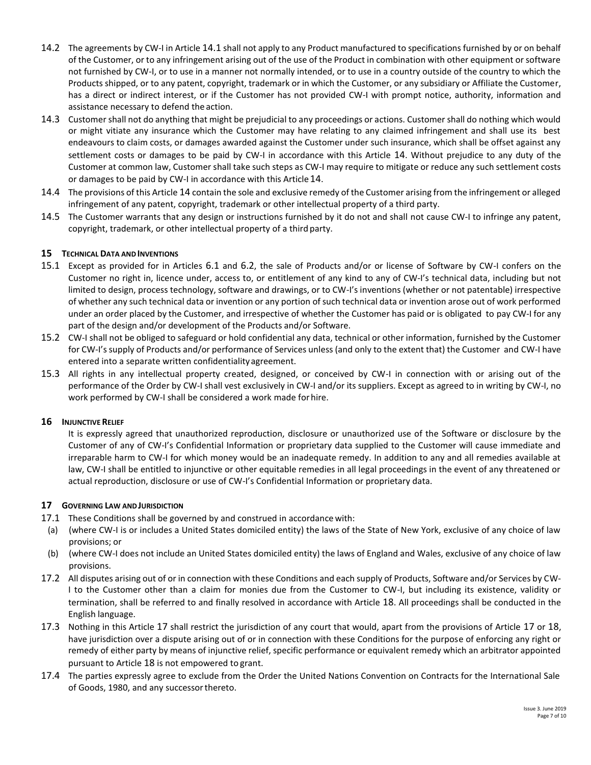14.2 The agreements by CW-I in Article 14.1 shall not apply to any Product manufactured to specifications furnished by or on behalf of the Customer, or to any infringement arising out of the use of the Product in combination with other equipment or software not furnished by CW-I, or to use in a manner not normally intended, or to use in a country outside of the country to which the Products shipped, or to any patent, copyright, trademark or in which the Customer, or any subsidiary or Affiliate the Customer, has a direct or indirect interest, or if the Customer has not provided CW-I with prompt notice, authority, information and assistance necessary to defend the action.

14.3 Customer shall not do anything that might be prejudicial to any proceedings or actions. Customer shall do nothing which would or might vitiate any insurance which the Customer may have relating to any claimed infringement and shall use its best endeavours to claim costs, or damages awarded against the Customer under such insurance, which shall be offset against any settlement costs or damages to be paid by CW-I in accordance with this Article 14. Without prejudice to any duty of the Customer at common law, Customer shall take such steps as CW-I may require to mitigate or reduce any such settlement costs or damages to be paid by CW-I in accordance with this Article 14.

14.4 The provisions of this Article 14 contain the sole and exclusive remedy of the Customer arising from the infringement or alleged infringement of any patent, copyright, trademark or other intellectual property of a third party.

14.5 The Customer warrants that any design or instructions furnished by it do not and shall not cause CW-I to infringe any patent, copyright, trademark, or other intellectual property of a third party.

## 15 Technical Data and Inventions

15.1 Except as provided for in Articles 6.1 and 6.2, the sale of Products and/or or license of Software by CW-I confers on the Customer no right in, licence under, access to, or entitlement of any kind to any of CW-I's technical data, including but not limited to design, process technology, software and drawings, or to CW-I's inventions (whether or not patentable) irrespective of whether any such technical data or invention or any portion of such technical data or invention arose out of work performed under an order placed by the Customer, and irrespective of whether the Customer has paid or is obligated to pay CW-I for any part of the design and/or development of the Products and/or Software.

15.2 CW-I shall not be obliged to safeguard or hold confidential any data, technical or other information, furnished by the Customer for CW-I's supply of Products and/or performance of Services unless (and only to the extent that) the Customer and CW-I have entered into a separate written confidentiality agreement.

15.3 All rights in any intellectual property created, designed, or conceived by CW-I in connection with or arising out of the performance of the Order by CW-I shall vest exclusively in CW-I and/or its suppliers. Except as agreed to in writing by CW-I, no work performed by CW-I shall be considered a work made for hire.

## 16 Injunctive Relief

It is expressly agreed that unauthorized reproduction, disclosure or unauthorized use of the Software or disclosure by the Customer of any of CW-I's Confidential Information or proprietary data supplied to the Customer will cause immediate and irreparable harm to CW-I for which money would be an inadequate remedy. In addition to any and all remedies available at law, CW-I shall be entitled to injunctive or other equitable remedies in all legal proceedings in the event of any threatened or actual reproduction, disclosure or use of CW-I's Confidential Information or proprietary data.

## 17 Governing Law and Jurisdiction

17.1 These Conditions shall be governed by and construed in accordance with:

(a) (where CW-I is or includes a United States domiciled entity) the laws of the State of New York, exclusive of any choice of law provisions; or

(b) (where CW-I does not include an United States domiciled entity) the laws of England and Wales, exclusive of any choice of law provisions.

17.2 All disputes arising out of or in connection with these Conditions and each supply of Products, Software and/or Services by CW-I to the Customer other than a claim for monies due from the Customer to CW-I, but including its existence, validity or termination, shall be referred to and finally resolved in accordance with Article 18. All proceedings shall be conducted in the English language.

17.3 Nothing in this Article 17 shall restrict the jurisdiction of any court that would, apart from the provisions of Article 17 or 18, have jurisdiction over a dispute arising out of or in connection with these Conditions for the purpose of enforcing any right or remedy of either party by means of injunctive relief, specific performance or equivalent remedy which an arbitrator appointed pursuant to Article 18 is not empowered to grant.

17.4 The parties expressly agree to exclude from the Order the United Nations Convention on Contracts for the International Sale of Goods, 1980, and any successor thereto.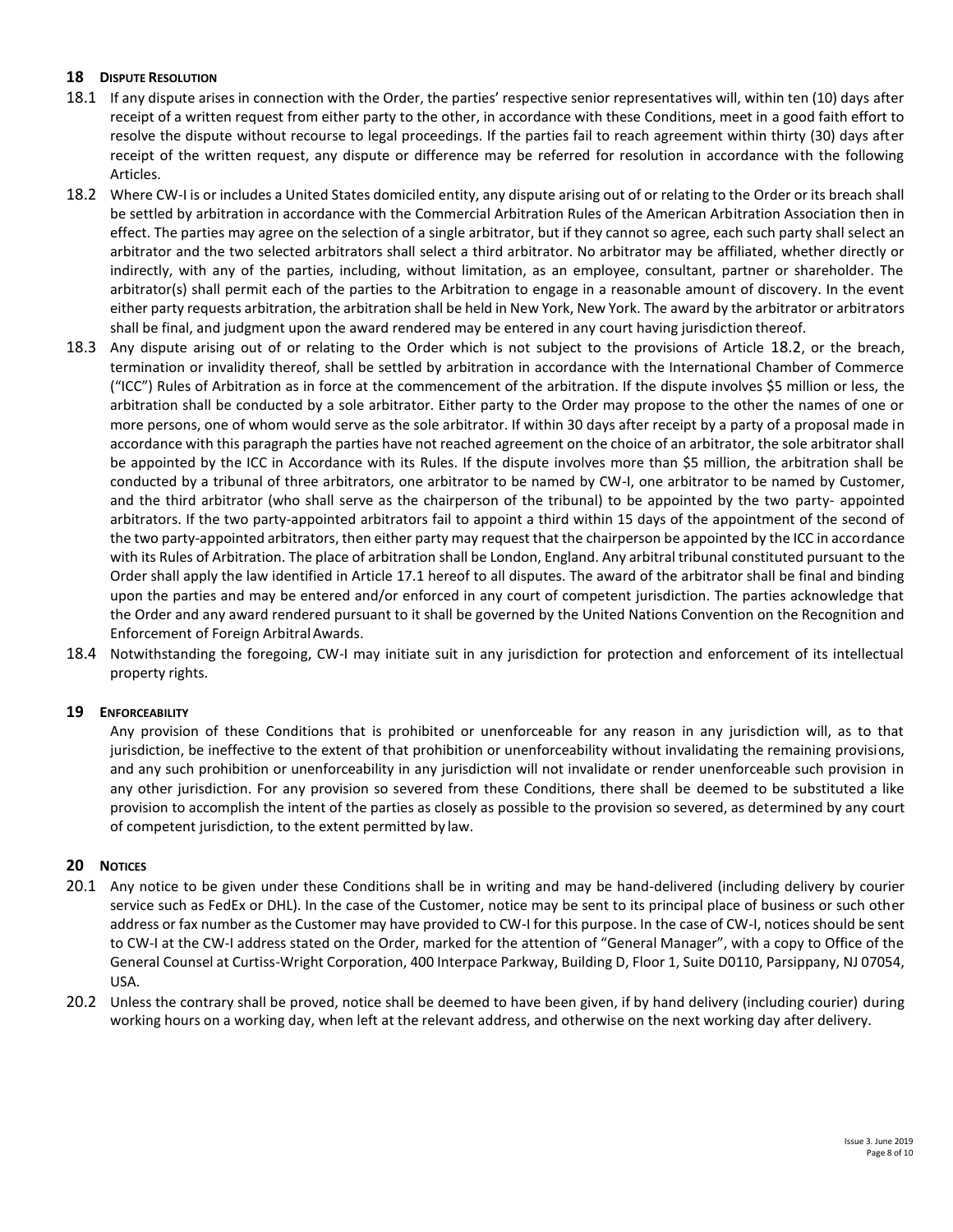## 18 Dispute Resolution

18.1 If any dispute arises in connection with the Order, the parties' respective senior representatives will, within ten (10) days after receipt of a written request from either party to the other, in accordance with these Conditions, meet in a good faith effort to resolve the dispute without recourse to legal proceedings. If the parties fail to reach agreement within thirty (30) days after receipt of the written request, any dispute or difference may be referred for resolution in accordance with the following Articles.

18.2 Where CW-I is or includes a United States domiciled entity, any dispute arising out of or relating to the Order or its breach shall be settled by arbitration in accordance with the Commercial Arbitration Rules of the American Arbitration Association then in effect. The parties may agree on the selection of a single arbitrator, but if they cannot so agree, each such party shall select an arbitrator and the two selected arbitrators shall select a third arbitrator. No arbitrator may be affiliated, whether directly or indirectly, with any of the parties, including, without limitation, as an employee, consultant, partner or shareholder. The arbitrator(s) shall permit each of the parties to the Arbitration to engage in a reasonable amount of discovery. In the event either party requests arbitration, the arbitration shall be held in New York, New York. The award by the arbitrator or arbitrators shall be final, and judgment upon the award rendered may be entered in any court having jurisdiction thereof.

18.3 Any dispute arising out of or relating to the Order which is not subject to the provisions of Article 18.2, or the breach, termination or invalidity thereof, shall be settled by arbitration in accordance with the International Chamber of Commerce ("ICC") Rules of Arbitration as in force at the commencement of the arbitration. If the dispute involves $5 million or less, the arbitration shall be conducted by a sole arbitrator. Either party to the Order may propose to the other the names of one or more persons, one of whom would serve as the sole arbitrator. If within 30 days after receipt by a party of a proposal made in accordance with this paragraph the parties have not reached agreement on the choice of an arbitrator, the sole arbitrator shall be appointed by the ICC in Accordance with its Rules. If the dispute involves more than $5 million, the arbitration shall be conducted by a tribunal of three arbitrators, one arbitrator to be named by CW-I, one arbitrator to be named by Customer, and the third arbitrator (who shall serve as the chairperson of the tribunal) to be appointed by the two party- appointed arbitrators. If the two party-appointed arbitrators fail to appoint a third within 15 days of the appointment of the second of the two party-appointed arbitrators, then either party may request that the chairperson be appointed by the ICC in accordance with its Rules of Arbitration. The place of arbitration shall be London, England. Any arbitral tribunal constituted pursuant to the Order shall apply the law identified in Article 17.1 hereof to all disputes. The award of the arbitrator shall be final and binding upon the parties and may be entered and/or enforced in any court of competent jurisdiction. The parties acknowledge that the Order and any award rendered pursuant to it shall be governed by the United Nations Convention on the Recognition and Enforcement of Foreign Arbitral Awards.

18.4 Notwithstanding the foregoing, CW-I may initiate suit in any jurisdiction for protection and enforcement of its intellectual property rights.

## 19 Enforceability

Any provision of these Conditions that is prohibited or unenforceable for any reason in any jurisdiction will, as to that jurisdiction, be ineffective to the extent of that prohibition or unenforceability without invalidating the remaining provisions, and any such prohibition or unenforceability in any jurisdiction will not invalidate or render unenforceable such provision in any other jurisdiction. For any provision so severed from these Conditions, there shall be deemed to be substituted a like provision to accomplish the intent of the parties as closely as possible to the provision so severed, as determined by any court of competent jurisdiction, to the extent permitted by law.

## 20 Notices

20.1 Any notice to be given under these Conditions shall be in writing and may be hand-delivered (including delivery by courier service such as FedEx or DHL). In the case of the Customer, notice may be sent to its principal place of business or such other address or fax number as the Customer may have provided to CW-I for this purpose. In the case of CW-I, notices should be sent to CW-I at the CW-I address stated on the Order, marked for the attention of "General Manager", with a copy to Office of the General Counsel at Curtiss-Wright Corporation, 400 Interpace Parkway, Building D, Floor 1, Suite D0110, Parsippany, NJ 07054, USA.

20.2 Unless the contrary shall be proved, notice shall be deemed to have been given, if by hand delivery (including courier) during working hours on a working day, when left at the relevant address, and otherwise on the next working day after delivery.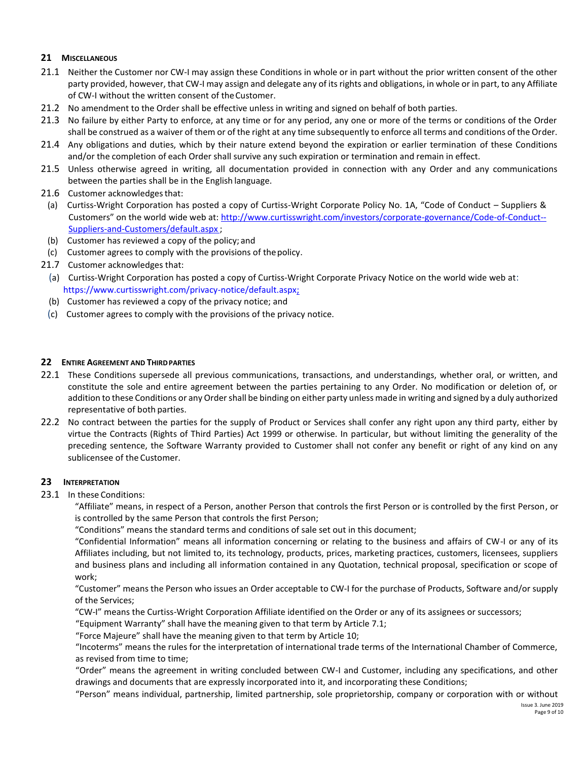## 21 MISCELLANEOUS

21.1 Neither the Customer nor CW-I may assign these Conditions in whole or in part without the prior written consent of the other party provided, however, that CW-I may assign and delegate any of its rights and obligations, in whole or in part, to any Affiliate of CW-I without the written consent of the Customer.

21.2 No amendment to the Order shall be effective unless in writing and signed on behalf of both parties.

21.3 No failure by either Party to enforce, at any time or for any period, any one or more of the terms or conditions of the Order shall be construed as a waiver of them or of the right at any time subsequently to enforce all terms and conditions of the Order.

21.4 Any obligations and duties, which by their nature extend beyond the expiration or earlier termination of these Conditions and/or the completion of each Order shall survive any such expiration or termination and remain in effect.

21.5 Unless otherwise agreed in writing, all documentation provided in connection with any Order and any communications between the parties shall be in the English language.

21.6 Customer acknowledges that:

(a) Curtiss-Wright Corporation has posted a copy of Curtiss-Wright Corporate Policy No. 1A, "Code of Conduct – Suppliers & Customers" on the world wide web at: http://www.curtisswright.com/investors/corporate-governance/Code-of-Conduct--Suppliers-and-Customers/default.aspx ;

(b) Customer has reviewed a copy of the policy; and

(c) Customer agrees to comply with the provisions of the policy.

21.7 Customer acknowledges that:

(a) Curtiss-Wright Corporation has posted a copy of Curtiss-Wright Corporate Privacy Notice on the world wide web at: https://www.curtisswright.com/privacy-notice/default.aspx;

(b) Customer has reviewed a copy of the privacy notice; and

(c) Customer agrees to comply with the provisions of the privacy notice.

## 22 ENTIRE AGREEMENT AND THIRD PARTIES

22.1 These Conditions supersede all previous communications, transactions, and understandings, whether oral, or written, and constitute the sole and entire agreement between the parties pertaining to any Order. No modification or deletion of, or addition to these Conditions or any Order shall be binding on either party unless made in writing and signed by a duly authorized representative of both parties.

22.2 No contract between the parties for the supply of Product or Services shall confer any right upon any third party, either by virtue the Contracts (Rights of Third Parties) Act 1999 or otherwise. In particular, but without limiting the generality of the preceding sentence, the Software Warranty provided to Customer shall not confer any benefit or right of any kind on any sublicensee of the Customer.

## 23 INTERPRETATION

23.1 In these Conditions:

"Affiliate" means, in respect of a Person, another Person that controls the first Person or is controlled by the first Person, or is controlled by the same Person that controls the first Person;

"Conditions" means the standard terms and conditions of sale set out in this document;

"Confidential Information" means all information concerning or relating to the business and affairs of CW-I or any of its Affiliates including, but not limited to, its technology, products, prices, marketing practices, customers, licensees, suppliers and business plans and including all information contained in any Quotation, technical proposal, specification or scope of work;

"Customer" means the Person who issues an Order acceptable to CW-I for the purchase of Products, Software and/or supply of the Services;

"CW-I" means the Curtiss-Wright Corporation Affiliate identified on the Order or any of its assignees or successors;

"Equipment Warranty" shall have the meaning given to that term by Article 7.1;

"Force Majeure" shall have the meaning given to that term by Article 10;

"Incoterms" means the rules for the interpretation of international trade terms of the International Chamber of Commerce, as revised from time to time;

"Order" means the agreement in writing concluded between CW-I and Customer, including any specifications, and other drawings and documents that are expressly incorporated into it, and incorporating these Conditions;

"Person" means individual, partnership, limited partnership, sole proprietorship, company or corporation with or without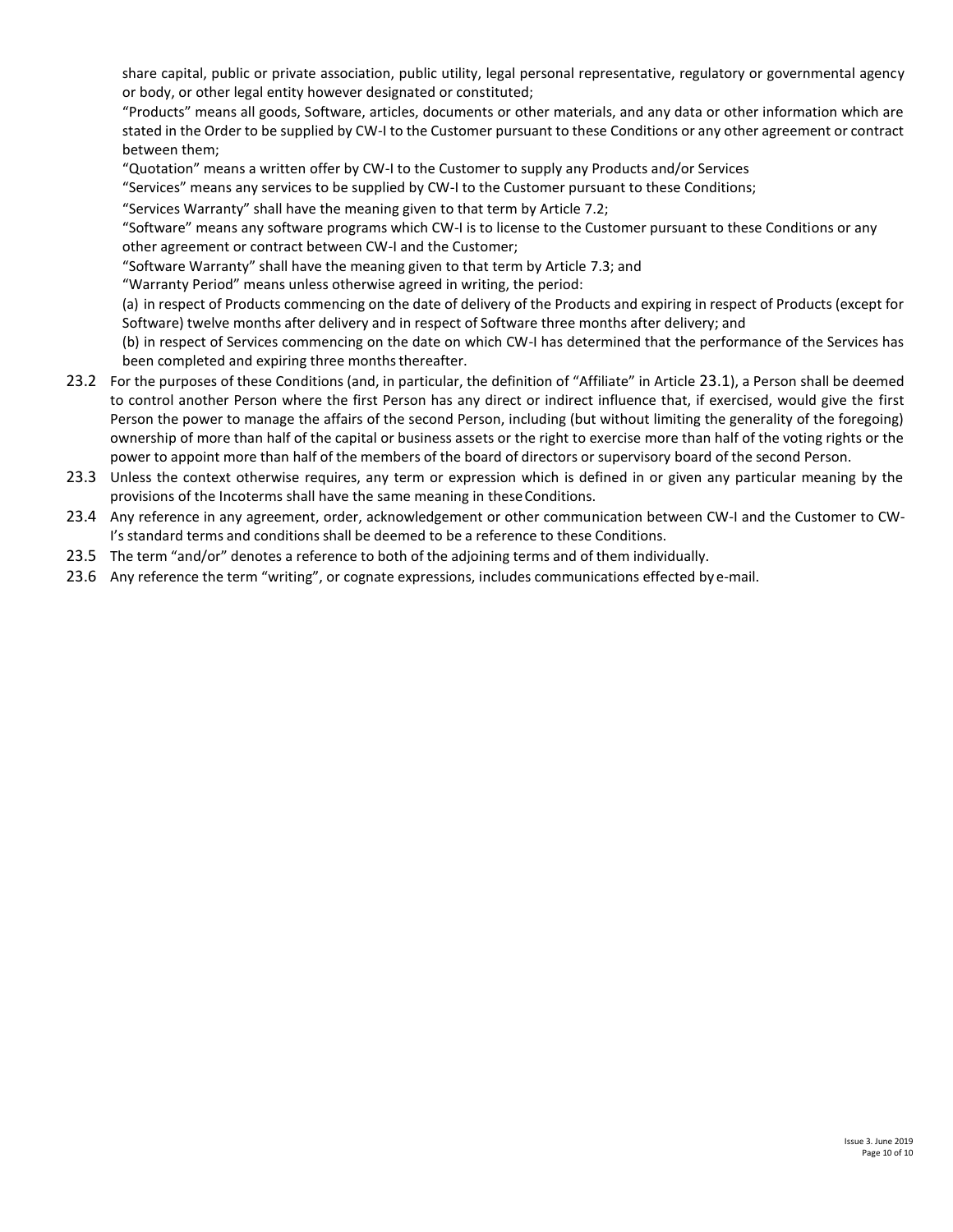share capital, public or private association, public utility, legal personal representative, regulatory or governmental agency or body, or other legal entity however designated or constituted;

"Products" means all goods, Software, articles, documents or other materials, and any data or other information which are stated in the Order to be supplied by CW-I to the Customer pursuant to these Conditions or any other agreement or contract between them;

"Quotation" means a written offer by CW-I to the Customer to supply any Products and/or Services

"Services" means any services to be supplied by CW-I to the Customer pursuant to these Conditions;

"Services Warranty" shall have the meaning given to that term by Article 7.2;

"Software" means any software programs which CW-I is to license to the Customer pursuant to these Conditions or any other agreement or contract between CW-I and the Customer;

"Software Warranty" shall have the meaning given to that term by Article 7.3; and

"Warranty Period" means unless otherwise agreed in writing, the period:

(a) in respect of Products commencing on the date of delivery of the Products and expiring in respect of Products (except for Software) twelve months after delivery and in respect of Software three months after delivery; and

(b) in respect of Services commencing on the date on which CW-I has determined that the performance of the Services has been completed and expiring three months thereafter.

23.2 For the purposes of these Conditions (and, in particular, the definition of "Affiliate" in Article 23.1), a Person shall be deemed to control another Person where the first Person has any direct or indirect influence that, if exercised, would give the first Person the power to manage the affairs of the second Person, including (but without limiting the generality of the foregoing) ownership of more than half of the capital or business assets or the right to exercise more than half of the voting rights or the power to appoint more than half of the members of the board of directors or supervisory board of the second Person.

23.3 Unless the context otherwise requires, any term or expression which is defined in or given any particular meaning by the provisions of the Incoterms shall have the same meaning in these Conditions.

23.4 Any reference in any agreement, order, acknowledgement or other communication between CW-I and the Customer to CW-I's standard terms and conditions shall be deemed to be a reference to these Conditions.

23.5 The term "and/or" denotes a reference to both of the adjoining terms and of them individually.

23.6 Any reference the term "writing", or cognate expressions, includes communications effected by e-mail.

Issue 3. June 2019